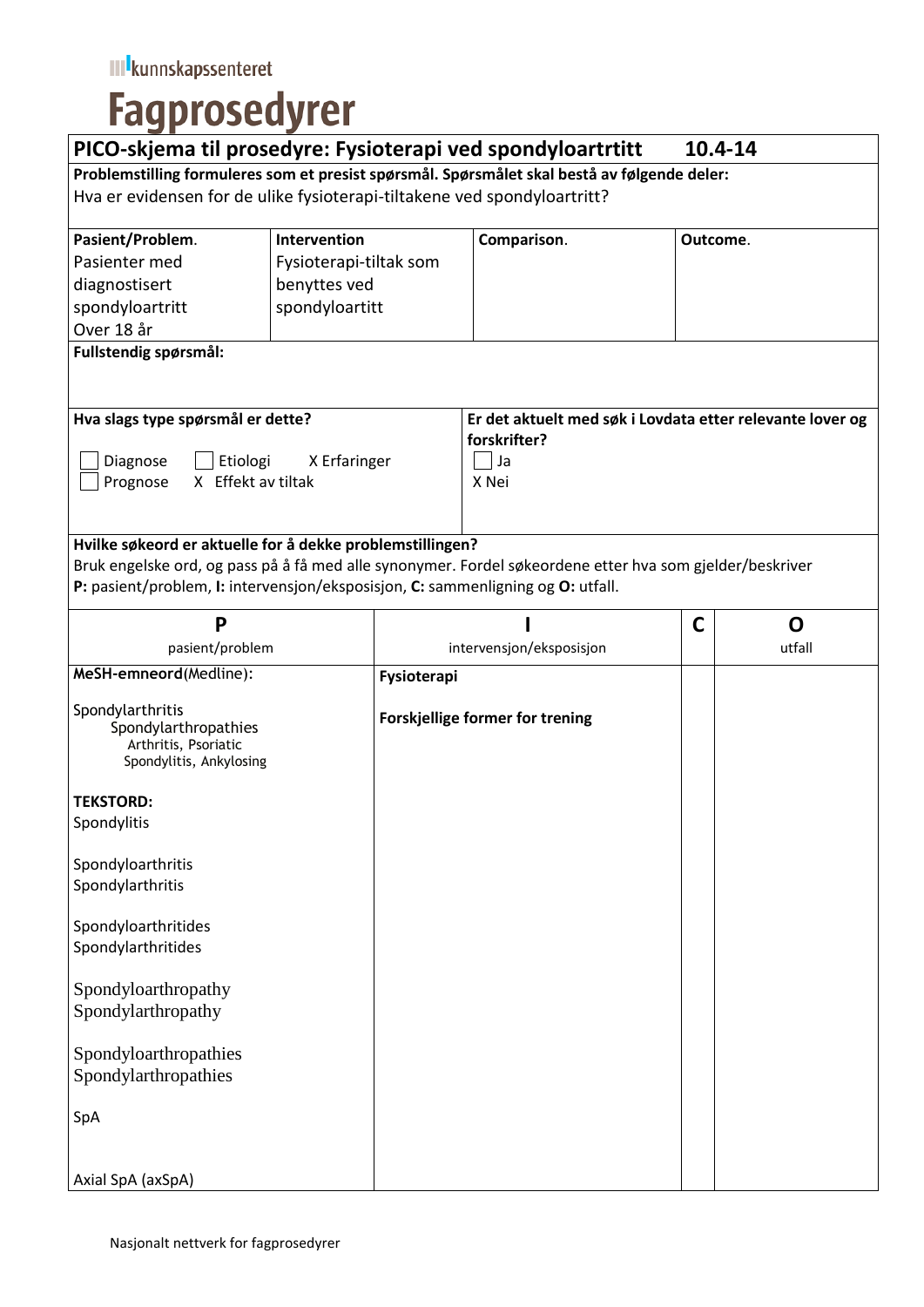kunnskapssenteret

# Fagprosedyrer

## PICO-skjema til prosedyre: Fysioterapi ved spondyloartrtitt 10.4-14

**Problemstilling formuleres som et presist spørsmål. Spørsmålet skal bestå av følgende deler:**
Hva er evidensen for de ulike fysioterapi-tiltakene ved spondyloartritt?

| **Pasient/Problem.** | **Intervention** | **Comparison.** | **Outcome.** |
|---|---|---|---|
| Pasienter med diagnostisert spondyloartritt Over 18 år | Fysioterapi-tiltak som benyttes ved spondyloartitt | | |

**Fullstendig spørsmål:**

| **Hva slags type spørsmål er dette?** | **Er det aktuelt med søk i Lovdata etter relevante lover og forskrifter?** |
|---|---|
| ☐ Diagnose ☐ Etiologi X Erfaringer<br>☐ Prognose X Effekt av tiltak | ☐ Ja<br>X Nei |

**Hvilke søkeord er aktuelle for å dekke problemstillingen?**
Bruk engelske ord, og pass på å få med alle synonymer. Fordel søkeordene etter hva som gjelder/beskriver **P:** pasient/problem, **I:** intervensjon/eksposisjon, **C:** sammenligning og **O:** utfall.

| **P**<br>pasient/problem | **I**<br>intervensjon/eksposisjon | **C** | **O**<br>utfall |
|---|---|---|---|
| **MeSH-emneord**(Medline):<br><br>Spondylarthritis<br>Spondylarthropathies<br>Arthritis, Psoriatic<br>Spondylitis, Ankylosing<br><br>**TEKSTORD:**<br>Spondylitis<br><br>Spondyloarthritis<br>Spondylarthritis<br><br>Spondyloarthritides<br>Spondylarthritides<br><br>Spondyloarthropathy<br>Spondylarthropathy<br><br>Spondyloarthropathies<br>Spondylarthropathies<br><br>SpA<br><br>Axial SpA (axSpA) | **Fysioterapi**<br><br>**Forskjellige former for trening** | | |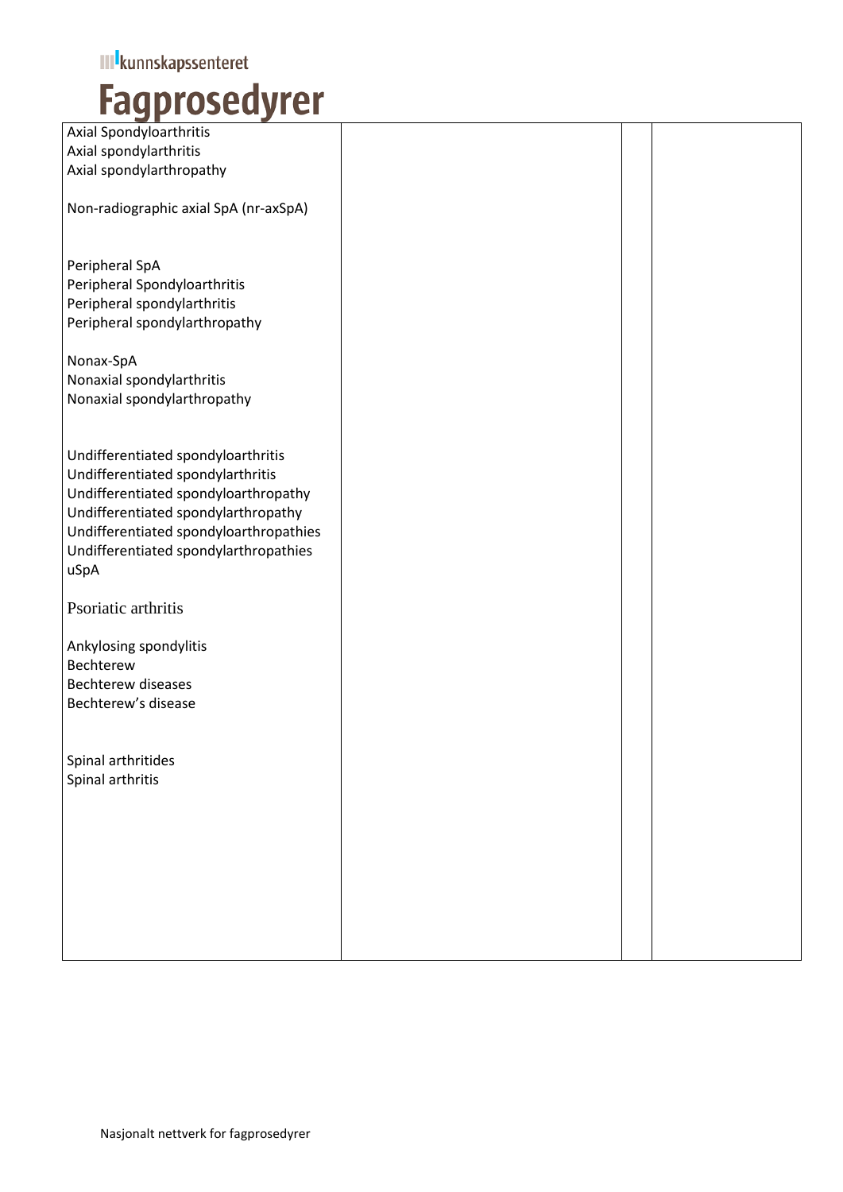| | | | |
|---|---|---|---|
| Axial Spondyloarthritis<br>Axial spondylarthritis<br>Axial spondylarthropathy<br><br>Non-radiographic axial SpA (nr-axSpA)<br><br><br>Peripheral SpA<br>Peripheral Spondyloarthritis<br>Peripheral spondylarthritis<br>Peripheral spondylarthropathy<br><br>Nonax-SpA<br>Nonaxial spondylarthritis<br>Nonaxial spondylarthropathy<br><br><br>Undifferentiated spondyloarthritis<br>Undifferentiated spondylarthritis<br>Undifferentiated spondyloarthropathy<br>Undifferentiated spondylarthropathy<br>Undifferentiated spondyloarthropathies<br>Undifferentiated spondylarthropathies<br>uSpA<br><br>Psoriatic arthritis<br><br>Ankylosing spondylitis<br>Bechterew<br>Bechterew diseases<br>Bechterew's disease<br><br><br>Spinal arthritides<br>Spinal arthritis | | | |